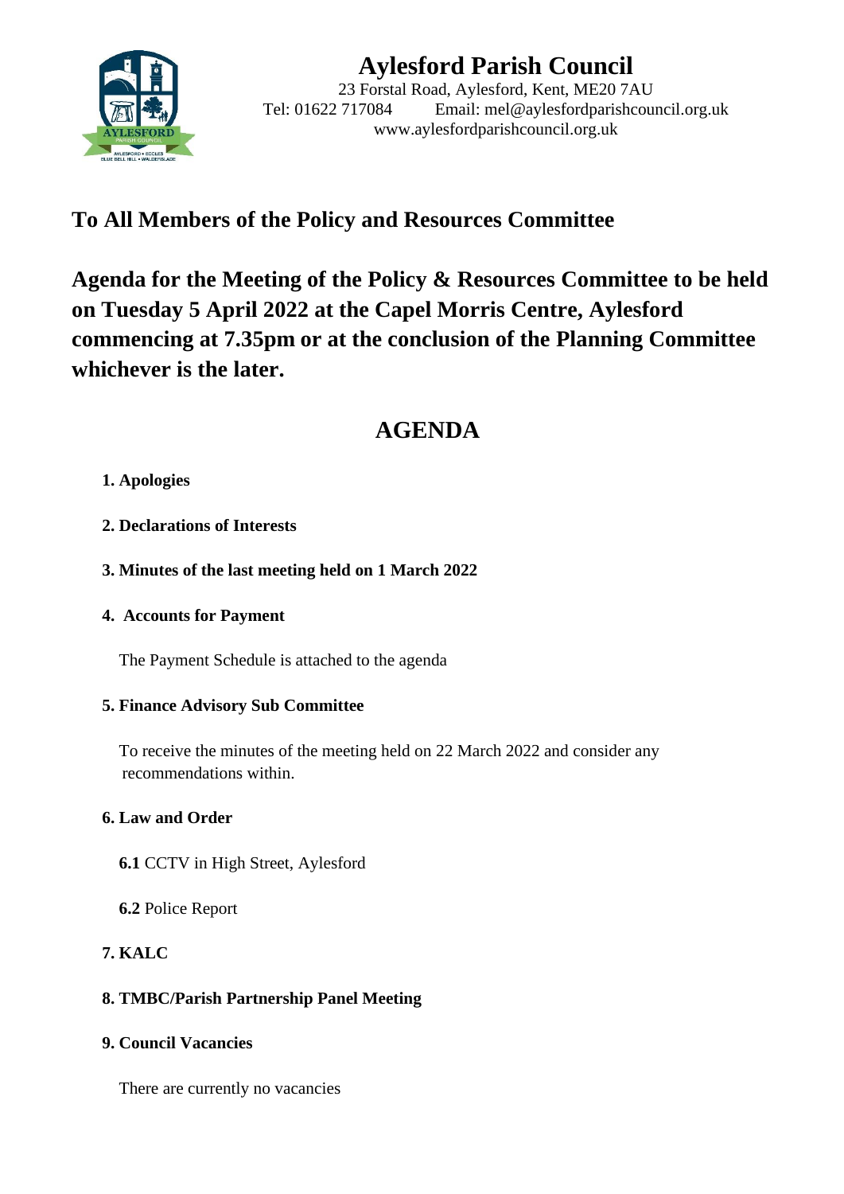# Aylesford Parish Council

23 Forstal Road, Aylesford, Kent, ME20 7AU
Tel: 01622 717084 Email: mel@aylesfordparishcouncil.org.uk
www.aylesfordparishcouncil.org.uk

## To All Members of the Policy and Resources Committee

## Agenda for the Meeting of the Policy & Resources Committee to be held on Tuesday 5 April 2022 at the Capel Morris Centre, Aylesford commencing at 7.35pm or at the conclusion of the Planning Committee whichever is the later.

## AGENDA

**1. Apologies**

**2. Declarations of Interests**

**3. Minutes of the last meeting held on 1 March 2022**

**4. Accounts for Payment**

The Payment Schedule is attached to the agenda

**5. Finance Advisory Sub Committee**

To receive the minutes of the meeting held on 22 March 2022 and consider any recommendations within.

**6. Law and Order**

**6.1** CCTV in High Street, Aylesford

**6.2** Police Report

**7. KALC**

**8. TMBC/Parish Partnership Panel Meeting**

**9. Council Vacancies**

There are currently no vacancies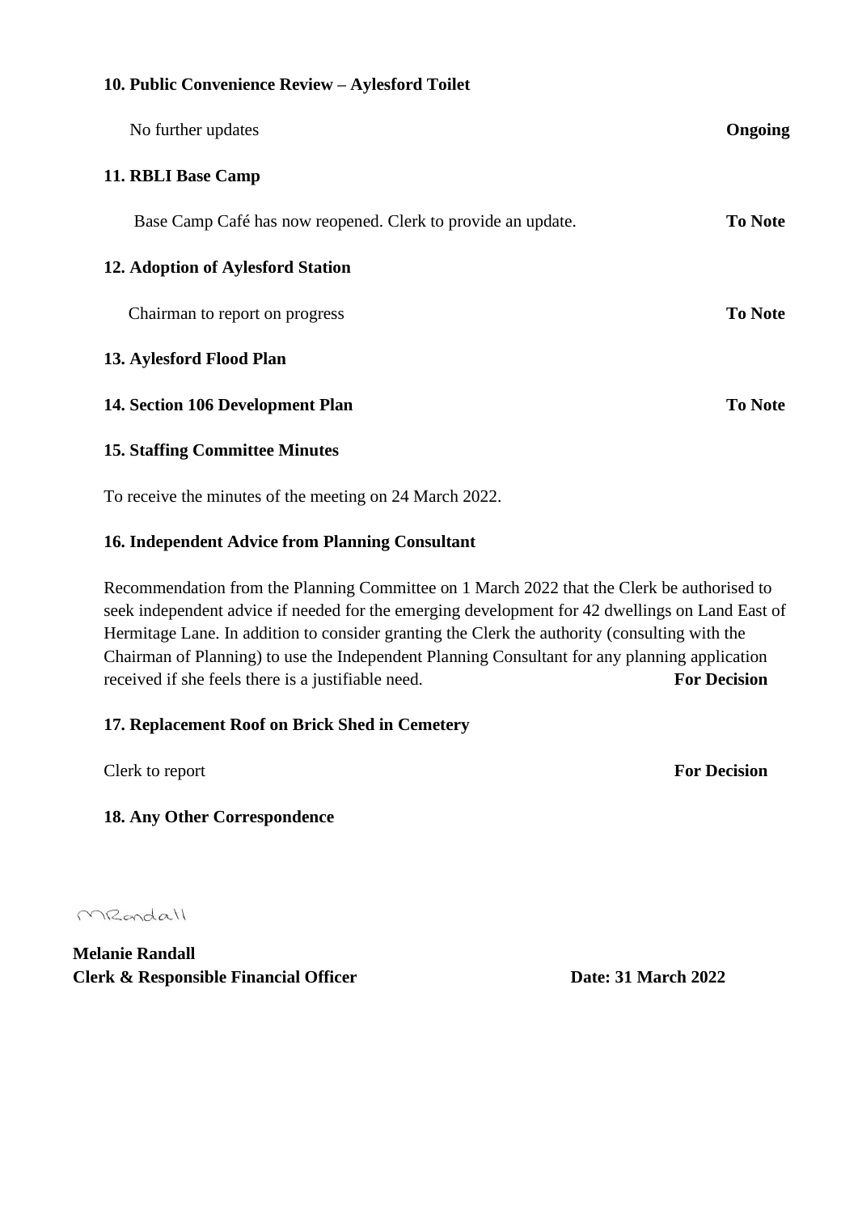**10. Public Convenience Review – Aylesford Toilet**

No further updates **Ongoing**

**11. RBLI Base Camp**

Base Camp Café has now reopened. Clerk to provide an update. **To Note**

**12. Adoption of Aylesford Station**

Chairman to report on progress **To Note**

**13. Aylesford Flood Plan**

**14. Section 106 Development Plan** **To Note**

**15. Staffing Committee Minutes**

To receive the minutes of the meeting on 24 March 2022.

**16. Independent Advice from Planning Consultant**

Recommendation from the Planning Committee on 1 March 2022 that the Clerk be authorised to seek independent advice if needed for the emerging development for 42 dwellings on Land East of Hermitage Lane. In addition to consider granting the Clerk the authority (consulting with the Chairman of Planning) to use the Independent Planning Consultant for any planning application received if she feels there is a justifiable need. **For Decision**

**17. Replacement Roof on Brick Shed in Cemetery**

Clerk to report **For Decision**

**18. Any Other Correspondence**

MRandall

**Melanie Randall**
**Clerk & Responsible Financial Officer** **Date: 31 March 2022**